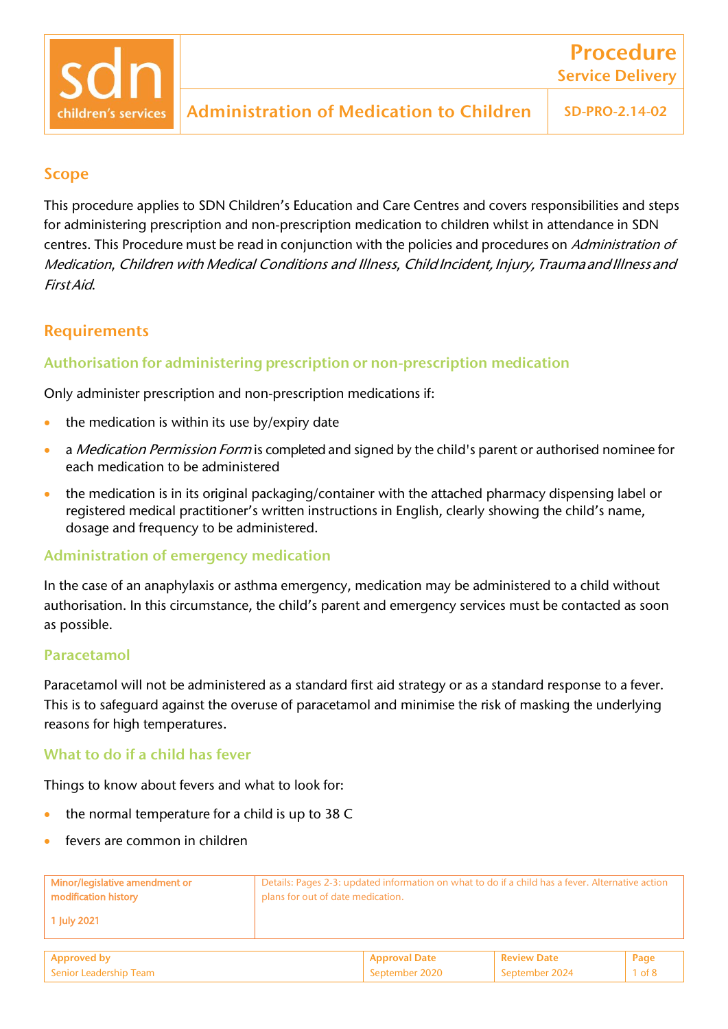# Administration of Medication to Children

**Procedure – Service Delivery**

SD-PRO-2.14-02

## Scope

This procedure applies to SDN Children's Education and Care Centres and covers responsibilities and steps for administering prescription and non-prescription medication to children whilst in attendance in SDN centres. This Procedure must be read in conjunction with the policies and procedures on *Administration of Medication*, *Children with Medical Conditions and Illness*, *Child Incident, Injury, Trauma and Illness* and *First Aid*.

## Requirements

### Authorisation for administering prescription or non-prescription medication

Only administer prescription and non-prescription medications if:

- the medication is within its use by/expiry date
- a *Medication Permission Form* is completed and signed by the child's parent or authorised nominee for each medication to be administered
- the medication is in its original packaging/container with the attached pharmacy dispensing label or registered medical practitioner's written instructions in English, clearly showing the child's name, dosage and frequency to be administered.

### Administration of emergency medication

In the case of an anaphylaxis or asthma emergency, medication may be administered to a child without authorisation. In this circumstance, the child's parent and emergency services must be contacted as soon as possible.

### Paracetamol

Paracetamol will not be administered as a standard first aid strategy or as a standard response to a fever. This is to safeguard against the overuse of paracetamol and minimise the risk of masking the underlying reasons for high temperatures.

### What to do if a child has fever

Things to know about fevers and what to look for:

- the normal temperature for a child is up to 38 C
- fevers are common in children

| Minor/legislative amendment or modification history | Details |
|---|---|
| 1 July 2021 | Details: Pages 2-3: updated information on what to do if a child has a fever. Alternative action plans for out of date medication. |

| Approved by | Approval Date | Review Date |
|---|---|---|
| Senior Leadership Team | September 2020 | September 2024 |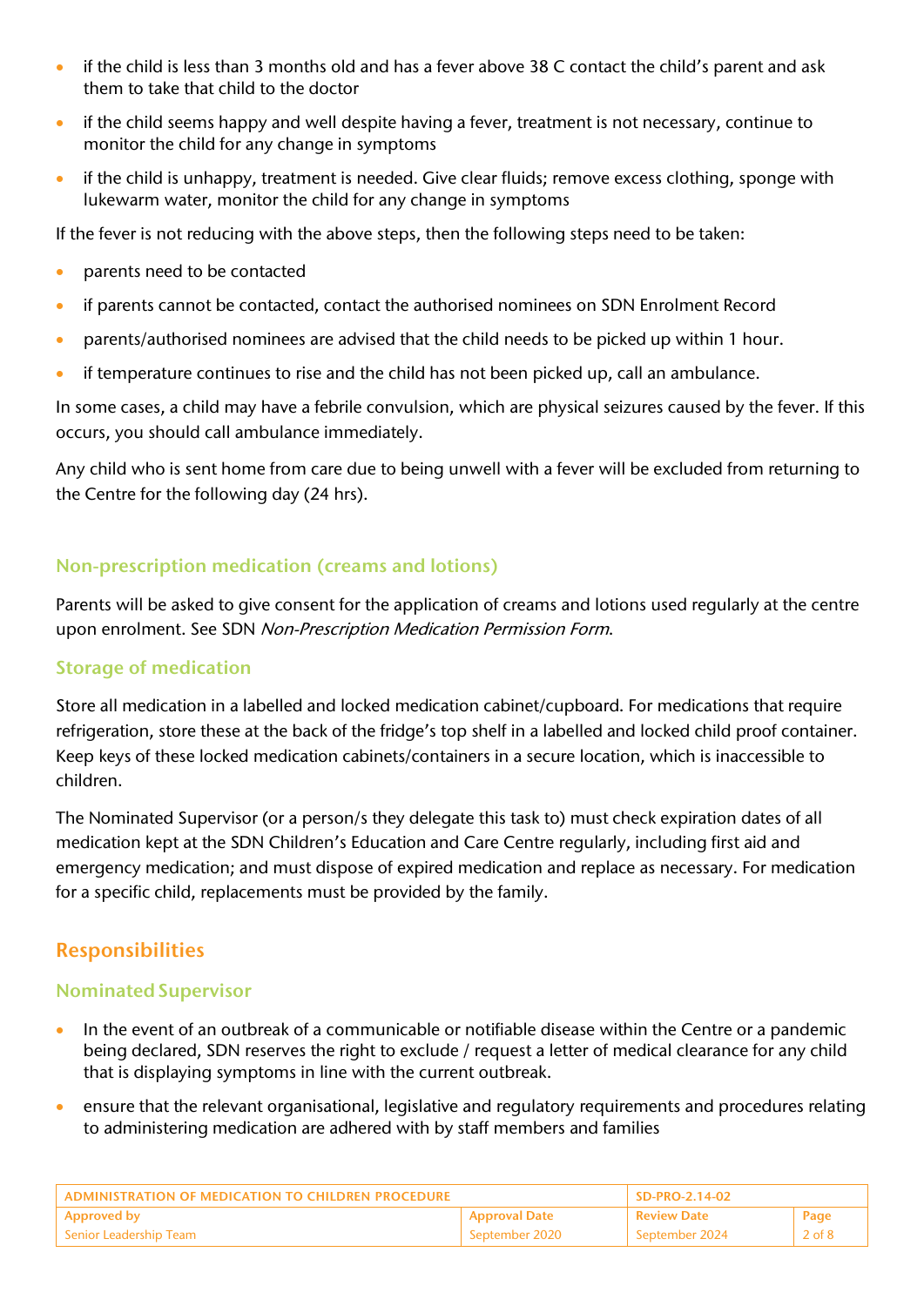- if the child is less than 3 months old and has a fever above 38 C contact the child's parent and ask them to take that child to the doctor
- if the child seems happy and well despite having a fever, treatment is not necessary, continue to monitor the child for any change in symptoms
- if the child is unhappy, treatment is needed. Give clear fluids; remove excess clothing, sponge with lukewarm water, monitor the child for any change in symptoms

If the fever is not reducing with the above steps, then the following steps need to be taken:

- parents need to be contacted
- if parents cannot be contacted, contact the authorised nominees on SDN Enrolment Record
- parents/authorised nominees are advised that the child needs to be picked up within 1 hour.
- if temperature continues to rise and the child has not been picked up, call an ambulance.

In some cases, a child may have a febrile convulsion, which are physical seizures caused by the fever. If this occurs, you should call ambulance immediately.

Any child who is sent home from care due to being unwell with a fever will be excluded from returning to the Centre for the following day (24 hrs).

### Non-prescription medication (creams and lotions)

Parents will be asked to give consent for the application of creams and lotions used regularly at the centre upon enrolment. See SDN *Non-Prescription Medication Permission Form*.

### Storage of medication

Store all medication in a labelled and locked medication cabinet/cupboard. For medications that require refrigeration, store these at the back of the fridge's top shelf in a labelled and locked child proof container. Keep keys of these locked medication cabinets/containers in a secure location, which is inaccessible to children.

The Nominated Supervisor (or a person/s they delegate this task to) must check expiration dates of all medication kept at the SDN Children's Education and Care Centre regularly, including first aid and emergency medication; and must dispose of expired medication and replace as necessary. For medication for a specific child, replacements must be provided by the family.

## Responsibilities

### Nominated Supervisor

- In the event of an outbreak of a communicable or notifiable disease within the Centre or a pandemic being declared, SDN reserves the right to exclude / request a letter of medical clearance for any child that is displaying symptoms in line with the current outbreak.
- ensure that the relevant organisational, legislative and regulatory requirements and procedures relating to administering medication are adhered with by staff members and families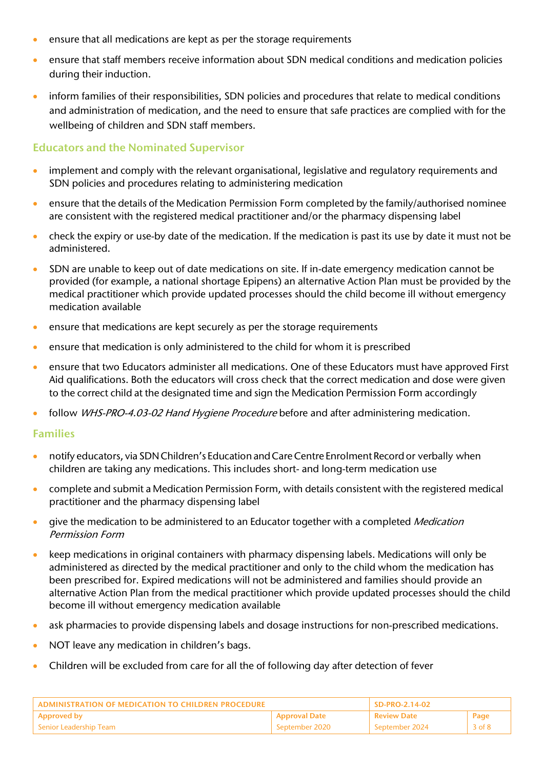- ensure that all medications are kept as per the storage requirements
- ensure that staff members receive information about SDN medical conditions and medication policies during their induction.
- inform families of their responsibilities, SDN policies and procedures that relate to medical conditions and administration of medication, and the need to ensure that safe practices are complied with for the wellbeing of children and SDN staff members.

### Educators and the Nominated Supervisor

- implement and comply with the relevant organisational, legislative and regulatory requirements and SDN policies and procedures relating to administering medication
- ensure that the details of the Medication Permission Form completed by the family/authorised nominee are consistent with the registered medical practitioner and/or the pharmacy dispensing label
- check the expiry or use-by date of the medication. If the medication is past its use by date it must not be administered.
- SDN are unable to keep out of date medications on site. If in-date emergency medication cannot be provided (for example, a national shortage Epipens) an alternative Action Plan must be provided by the medical practitioner which provide updated processes should the child become ill without emergency medication available
- ensure that medications are kept securely as per the storage requirements
- ensure that medication is only administered to the child for whom it is prescribed
- ensure that two Educators administer all medications. One of these Educators must have approved First Aid qualifications. Both the educators will cross check that the correct medication and dose were given to the correct child at the designated time and sign the Medication Permission Form accordingly
- follow *WHS-PRO-4.03-02 Hand Hygiene Procedure* before and after administering medication.

### Families

- notify educators, via SDN Children's Education and Care Centre Enrolment Record or verbally when children are taking any medications. This includes short- and long-term medication use
- complete and submit a Medication Permission Form, with details consistent with the registered medical practitioner and the pharmacy dispensing label
- give the medication to be administered to an Educator together with a completed *Medication Permission Form*
- keep medications in original containers with pharmacy dispensing labels. Medications will only be administered as directed by the medical practitioner and only to the child whom the medication has been prescribed for. Expired medications will not be administered and families should provide an alternative Action Plan from the medical practitioner which provide updated processes should the child become ill without emergency medication available
- ask pharmacies to provide dispensing labels and dosage instructions for non-prescribed medications.
- NOT leave any medication in children's bags.
- Children will be excluded from care for all the of following day after detection of fever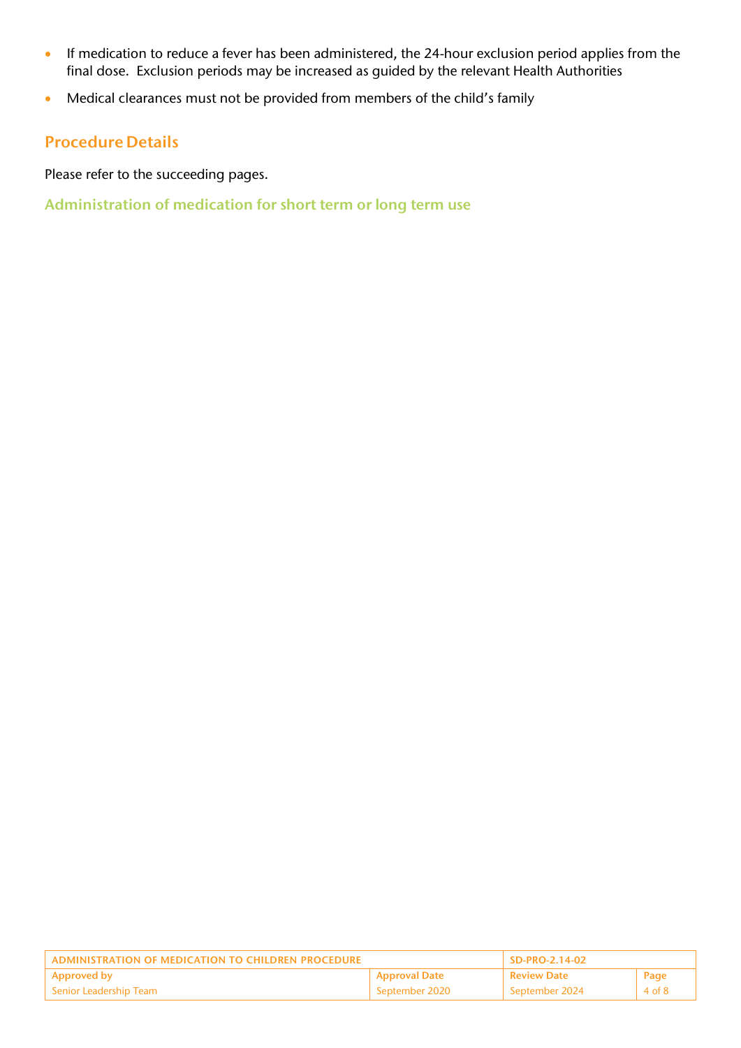- If medication to reduce a fever has been administered, the 24-hour exclusion period applies from the final dose. Exclusion periods may be increased as guided by the relevant Health Authorities
- Medical clearances must not be provided from members of the child's family

## Procedure Details

Please refer to the succeeding pages.

### Administration of medication for short term or long term use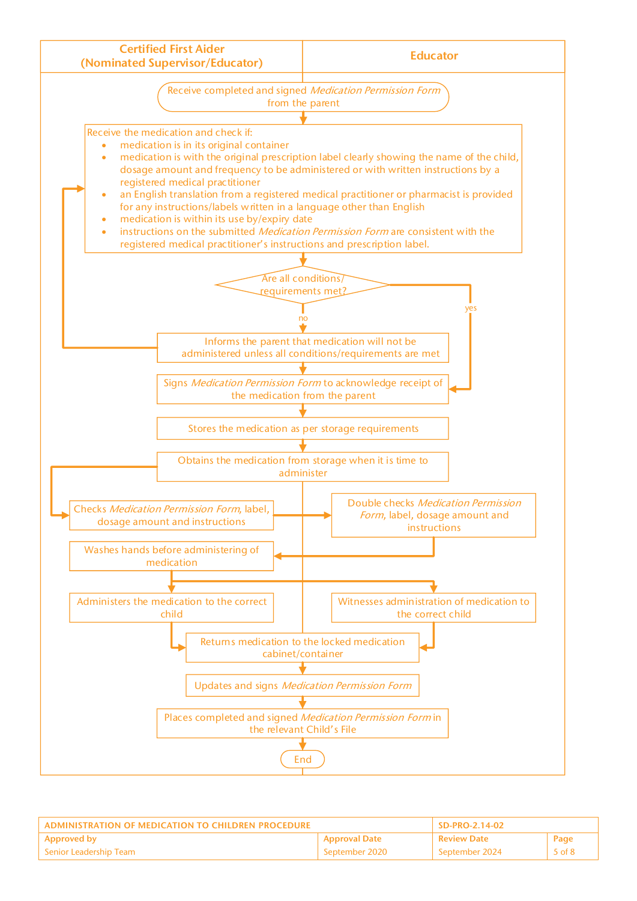| Certified First Aider (Nominated Supervisor/Educator) | Educator |
|---|---|

Receive completed and signed *Medication Permission Form* from the parent

Receive the medication and check if:

- medication is in its original container
- medication is with the original prescription label clearly showing the name of the child, dosage amount and frequency to be administered or with written instructions by a registered medical practitioner
- an English translation from a registered medical practitioner or pharmacist is provided for any instructions/labels written in a language other than English
- medication is within its use by/expiry date
- instructions on the submitted *Medication Permission Form* are consistent with the registered medical practitioner's instructions and prescription label.

Are all conditions/ requirements met?

- no → Informs the parent that medication will not be administered unless all conditions/requirements are met (return to checking the medication)
- yes → Signs *Medication Permission Form* to acknowledge receipt of the medication from the parent

Stores the medication as per storage requirements

Obtains the medication from storage when it is time to administer

| Certified First Aider (Nominated Supervisor/Educator) | Educator |
|---|---|
| Checks *Medication Permission Form*, label, dosage amount and instructions | Double checks *Medication Permission Form*, label, dosage amount and instructions |
| Washes hands before administering of medication | |
| Administers the medication to the correct child | Witnesses administration of medication to the correct child |

Returns medication to the locked medication cabinet/container

Updates and signs *Medication Permission Form*

Places completed and signed *Medication Permission Form* in the relevant Child's File

End

| ADMINISTRATION OF MEDICATION TO CHILDREN PROCEDURE | | SD-PRO-2.14-02 | |
|---|---|---|---|
| Approved by | Approval Date | Review Date | Page |
| Senior Leadership Team | September 2020 | September 2024 | 5 of 8 |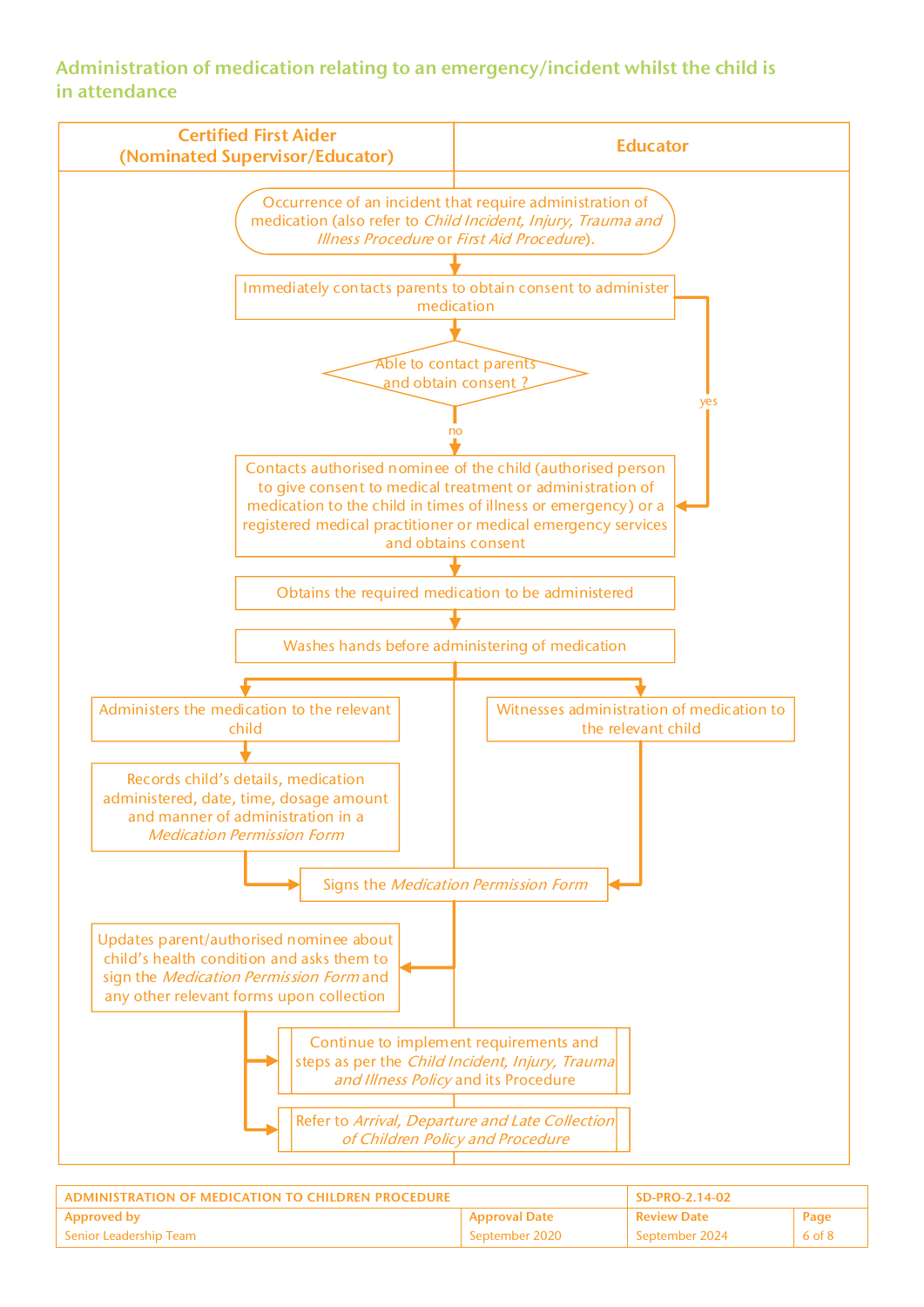## Administration of medication relating to an emergency/incident whilst the child is in attendance

| Certified First Aider (Nominated Supervisor/Educator) | Educator |
|---|---|

- Occurrence of an incident that require administration of medication (also refer to *Child Incident, Injury, Trauma and Illness Procedure* or *First Aid Procedure*).
- Immediately contacts parents to obtain consent to administer medication
- Able to contact parents and obtain consent ?
  - **yes** → Obtains the required medication to be administered
  - **no** → Contacts authorised nominee of the child (authorised person to give consent to medical treatment or administration of medication to the child in times of illness or emergency) or a registered medical practitioner or medical emergency services and obtains consent
- Obtains the required medication to be administered
- Washes hands before administering of medication
- Certified First Aider: Administers the medication to the relevant child
- Certified First Aider: Records child's details, medication administered, date, time, dosage amount and manner of administration in a *Medication Permission Form*
- Educator: Witnesses administration of medication to the relevant child
- Signs the *Medication Permission Form*
- Certified First Aider: Updates parent/authorised nominee about child's health condition and asks them to sign the *Medication Permission Form* and any other relevant forms upon collection
- Continue to implement requirements and steps as per the *Child Incident, Injury, Trauma and Illness Policy* and its Procedure
- Refer to *Arrival, Departure and Late Collection of Children Policy and Procedure*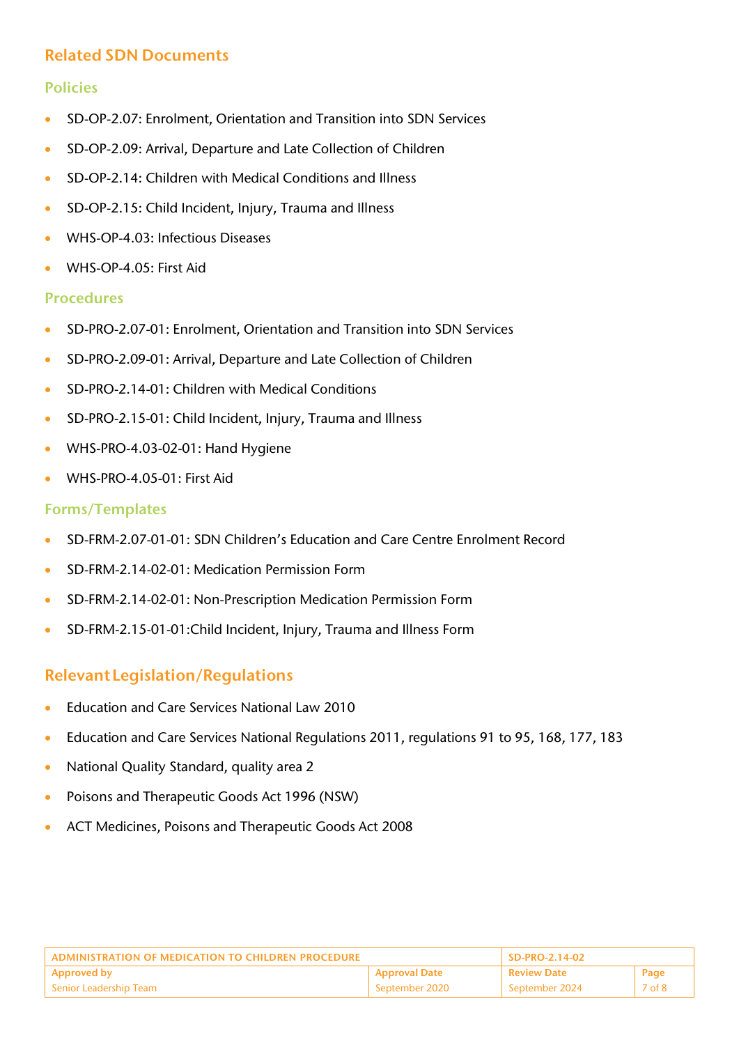## Related SDN Documents

### Policies

- SD-OP-2.07: Enrolment, Orientation and Transition into SDN Services
- SD-OP-2.09: Arrival, Departure and Late Collection of Children
- SD-OP-2.14: Children with Medical Conditions and Illness
- SD-OP-2.15: Child Incident, Injury, Trauma and Illness
- WHS-OP-4.03: Infectious Diseases
- WHS-OP-4.05: First Aid

### Procedures

- SD-PRO-2.07-01: Enrolment, Orientation and Transition into SDN Services
- SD-PRO-2.09-01: Arrival, Departure and Late Collection of Children
- SD-PRO-2.14-01: Children with Medical Conditions
- SD-PRO-2.15-01: Child Incident, Injury, Trauma and Illness
- WHS-PRO-4.03-02-01: Hand Hygiene
- WHS-PRO-4.05-01: First Aid

### Forms/Templates

- SD-FRM-2.07-01-01: SDN Children's Education and Care Centre Enrolment Record
- SD-FRM-2.14-02-01: Medication Permission Form
- SD-FRM-2.14-02-01: Non-Prescription Medication Permission Form
- SD-FRM-2.15-01-01:Child Incident, Injury, Trauma and Illness Form

## Relevant Legislation/Regulations

- Education and Care Services National Law 2010
- Education and Care Services National Regulations 2011, regulations 91 to 95, 168, 177, 183
- National Quality Standard, quality area 2
- Poisons and Therapeutic Goods Act 1996 (NSW)
- ACT Medicines, Poisons and Therapeutic Goods Act 2008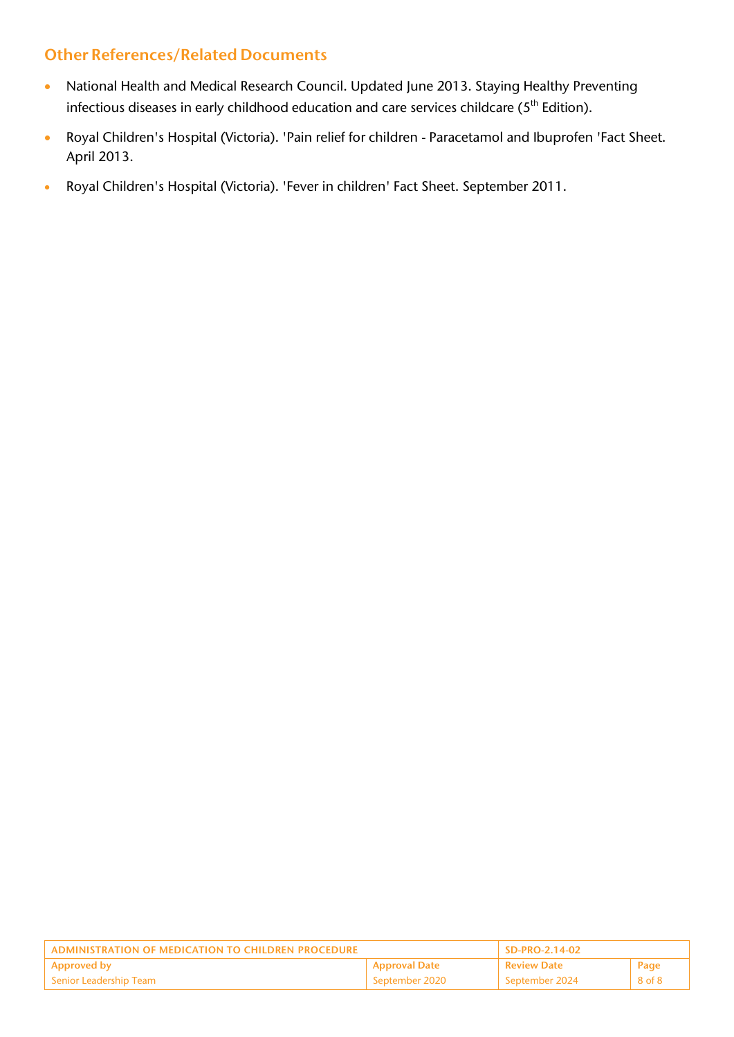## Other References/Related Documents

- National Health and Medical Research Council. Updated June 2013. Staying Healthy Preventing infectious diseases in early childhood education and care services childcare (5th Edition).
- Royal Children's Hospital (Victoria). 'Pain relief for children - Paracetamol and Ibuprofen 'Fact Sheet. April 2013.
- Royal Children's Hospital (Victoria). 'Fever in children' Fact Sheet. September 2011.